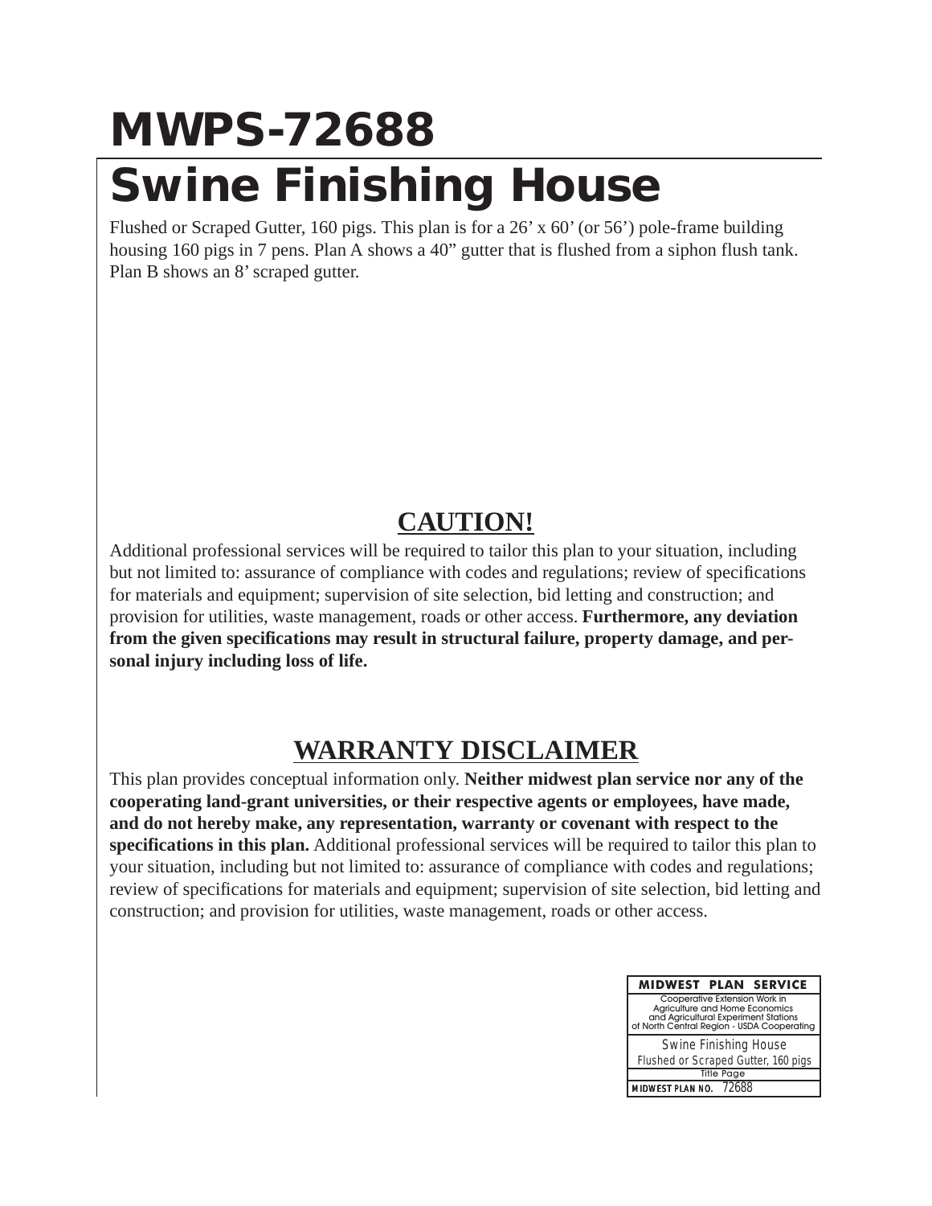# MWPS-72688

# Swine Finishing House

Flushed or Scraped Gutter, 160 pigs. This plan is for a 26' x 60' (or 56') pole-frame building housing 160 pigs in 7 pens. Plan A shows a 40" gutter that is flushed from a siphon flush tank. Plan B shows an 8' scraped gutter.

## CAUTION!

Additional professional services will be required to tailor this plan to your situation, including but not limited to: assurance of compliance with codes and regulations; review of specifications for materials and equipment; supervision of site selection, bid letting and construction; and provision for utilities, waste management, roads or other access. **Furthermore, any deviation from the given specifications may result in structural failure, property damage, and personal injury including loss of life.**

## WARRANTY DISCLAIMER

This plan provides conceptual information only. **Neither midwest plan service nor any of the cooperating land-grant universities, or their respective agents or employees, have made, and do not hereby make, any representation, warranty or covenant with respect to the specifications in this plan.** Additional professional services will be required to tailor this plan to your situation, including but not limited to: assurance of compliance with codes and regulations; review of specifications for materials and equipment; supervision of site selection, bid letting and construction; and provision for utilities, waste management, roads or other access.

**MIDWEST PLAN SERVICE**

Cooperative Extension Work in Agriculture and Home Economics and Agricultural Experiment Stations of North Central Region - USDA Cooperating

Swine Finishing House
Flushed or Scraped Gutter, 160 pigs
Title Page

**MIDWEST PLAN NO.** 72688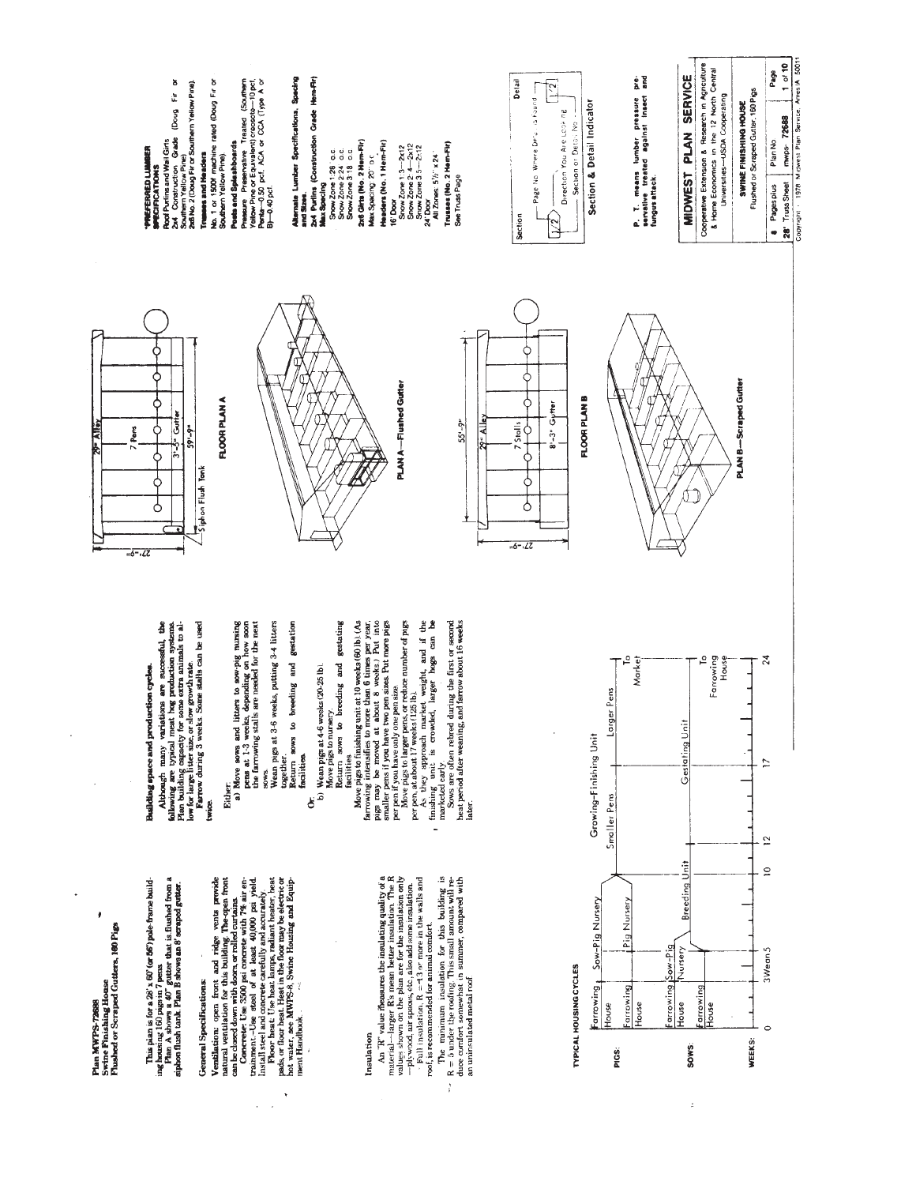# Plan MWPS-72688
## Swine Finishing House
## Flushed or Scraped Gutters, 160 Pigs

This plan is for a 28' x 60' (or 56') pole-frame building housing 160 pigs in 7 pens.

Plan A shows a 40" gutter that is flushed from a siphon flush tank. Plan B shows an 8' scraped gutter.

### General Specifications:

**Ventilation:** open front and ridge vents provide natural ventilation for this building. The open front can be closed down with doors, or rolled curtains.

**Concrete:** Use 3500 psi concrete with 7% air entrainment—Use steel of at least 40,000 psi yield. Install steel and concrete carefully and accurately.

**Floor heat:** Use heat lamps, radiant heater, heat pads, or floor heat. Heat in the floor may be electric or hot water, see MWPS-8, Swine Housing and Equipment Handbook.

### Insulation

An "R" value measures the insulating quality of a material—larger R's mean better insulation. The R values shown on the plan are for the insulation only—plywood, air spaces, etc. also add some insulation.

Full insulation, R = 14 or more in the walls and roof, is recommended for animal comfort.

The minimum insulation for this building is R = 5 under the roofing. This small amount will reduce comfort somewhat in summer, compared with an uninsulated metal roof.

### Building space and production cycles.

Although many variations are successful, the following are typical meat hog production systems. Plan building capacity for some extra animals to allow for large litter size, or slow growth rate.

Farrow during 3 weeks. Some stalls can be used twice.

Either:

a) Move sows and litters to sow-pig nursing pens at 1-3 weeks, depending on how soon the farrowing stalls are needed for the next sows.
   Wean pigs at 3-6 weeks, putting 3-4 litters together.
   Return sows to breeding and gestation facilities.

Or:

b) Wean pigs at 4-6 weeks (20-25 lb).
   Move pigs to nursery.
   Return sows to breeding and gestating facilities.

Move pigs to finishing unit at 10 weeks (60 lb). (As farrowing intensifies to more than 6 times per year, pigs may be moved at about 8 weeks.) Put into smaller pens if you have two pen sizes. Put more pigs per pen if you have only one pen size.

Move pigs to larger pens, or reduce number of pigs per pen, at about 17 weeks (125 lb).

As they approach market weight, and if the finishing unit is crowded, larger hogs can be marketed early.

Sows are often rebred during the first or second heat period after weaning, and farrow about 16 weeks later.

### TYPICAL HOUSING CYCLES

PIGS:
Farrowing House — Sow-Pig Nursery
Farrowing House — Pig Nursery
Farrowing House — Sow-Pig Nursery
Growing-Finishing Unit: Smaller Pens — Larger Pens — To Market

SOWS:
Farrowing House — Breeding Unit — Gestating Unit — To Farrowing House

WEEKS: 0 — 3 Wean 5 — 10 — 12 — 17 — 24

---

28' Alley
7 Pens
3'-4" Gutter
59'-9"
27'-9"
Siphon Flush Tank

**FLOOR PLAN A**

**PLAN A—Flushed Gutter**

55'-9"
28" Alley
7 Stalls
8'-3" Gutter
27'-9"

**FLOOR PLAN B**

**PLAN B—Scraped Gutter**

---

### *PREFERRED LUMBER SPECIFICATIONS

**Roof Purlins and Wall Girts**
2x4 Construction Grade (Doug Fir or Southern Yellow Pine)
2x6 No. 2 (Doug Fir or Southern Yellow Pine)

**Trusses and Headers**
No. 1 or 1500f machine rated (Doug Fir or Southern Yellow Pine).

**Posts and Splashboards**
Pressure Preservative Treated (Southern Yellow Pine or Equivalent) creosote—10 pcf. Penta—0.50 pcf. ACA or CCA (Type A or B)—0.40 pcf.

### Alternate Lumber Specifications, Spacing and Sizes.

**2x4 Purlins (Construction Grade Hem-Fir)**
**Max Spacing**
Snow Zone 1: 28" o.c.
Snow Zone 2: 24" o.c.
Snow Zone 3: 18" o.c.

**2x6 Girts (No. 2 Hem-Fir)**
Max Spacing: 20" o.c.

**Headers (No. 1 Hem-Fir)**
16' Door
Snow Zone 1: 3—2x12
Snow Zone 2: 4—2x12
Snow Zone 3: 5—2x12
24' Door
All Zones: 5½" x 24"

**Trusses (No. 2 Hem-Fir)**
See Truss Page

---

Section — Detail
Page No. Where Detail Is Found
Direction You Are Looking
Section or Detail No.

**Section & Detail Indicator**

**P. T.** means lumber pressure preservative treated against insect and fungus attack.

---

**MIDWEST PLAN SERVICE**

Cooperative Extension & Research in Agriculture & Home Economics in the 12 North Central Universities—USDA Cooperating

**SWINE FINISHING HOUSE**
Flushed or Scraped Gutter, 160 Pigs

| 8 Pages plus | Plan No. | Page |
|---|---|---|
| 28' Truss Sheet | mwps- 72688 | 1 of 10 |

Copyright © 1978 Midwest Plan Service, Ames IA 50011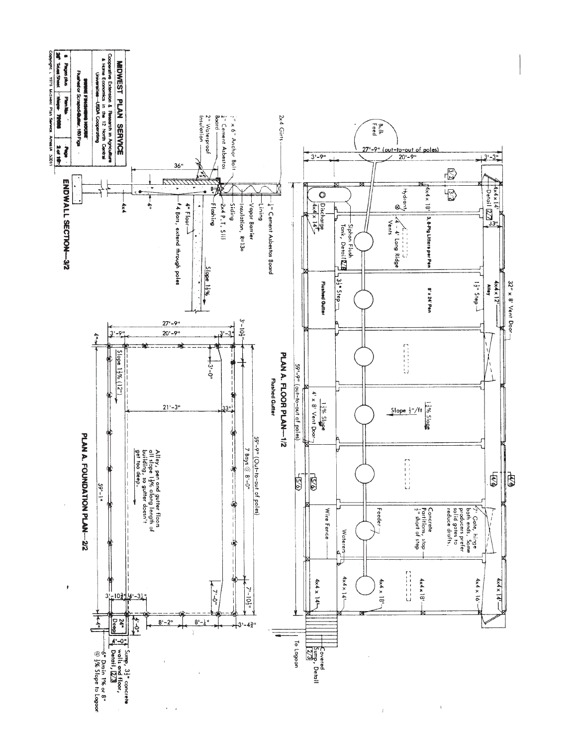# MIDWEST PLAN SERVICE

Cooperative Extension & Research in Agriculture & Home Economics in the 12 North Central Universities—USDA Cooperating

SWINE FINISHING HOUSE
Flushed or Scraped-Gutter, 180 Pigs

| | | |
|---|---|---|
| 8 Pages plus 36" Tracing Sheet | Plan No. 72008 | Page 2 of 10 |

Copyright © 1973 Midwest Plan Service Ames IA 50011

## PLAN A. FLOOR PLAN—1/2

Flushed Gutter

27'-9" (out-to-out of poles)
3'-9"
20'-9"
3'-3"
59'-9" (out-to-out of poles)

Bulk Feed
3/2
3/4
Hydrant
4x4 x 14'
Detail 2/7
33"
4x4 x 18'
3, 8-Pig Litters per Pen
4 - 4' Long Ridge Vents
Siphon Flush Tank, Detail 2/8
Discharge
4x4 x 14'
Flushed Gutter
3½" Step
8' x 24' Pen
1½" Step
Alley
4x4 x 12'
32" x 8' Vent Door
4' x 8' Vent Door
1½% Slope
Slope ½"/ft
1½% Slope
5/6
5/6
4/6
4/6
Gate, hinge both ends. Some producers prefer solid gates to reduce drafts.
Concrete Partitions, stop ½" short of step
Feeder
Wire Fence
Waterers
4x4 x 14'
4x4 x 14'
4x4 x 18'
18'
4x4 x 18'
4x4 x 16'
4x4 x 14'
Covered Sump, Detail 2/3
To Lagoon

## PLAN A. FOUNDATION PLAN—2/2

27'-9"
3'-9"
20'-9"
3'-3"
3'-10½"
4"
Slope 1½% (12")
3'-0"
21'-3"
33"
59'-9" (Out-to-out of poles)
7 Bays @ 8'-0"
Alley, pen and gutter floors all slope 1½% along length of building, so gutter doesn't get too deep.
59'-1"
7'-0"
7'-10½"
3'-10½"
4'-3½"
8'-2"
8'-½"
3'-4½"
4"
24" Deep
4'-0"
4'-0"
Sump, 3½" concrete walls and floor, Detail 2/3
6" Drain 1% or 8" @ ½% Slope to Lagoon

## ENDWALL SECTION—3/2

2x4 Girts
½" Cement Asbestos Board
Lining
Vapor Barrier
Insulation, R=13+
Siding
2x4 P.T. Sill
Flashing
4" Floor
#4 Bars, extend through poles
Slope 1½%
½" x 6" Anchor Bolt
¼" Cement Asbestos Board
2" Waterproof Insulation
36"
4"
4x4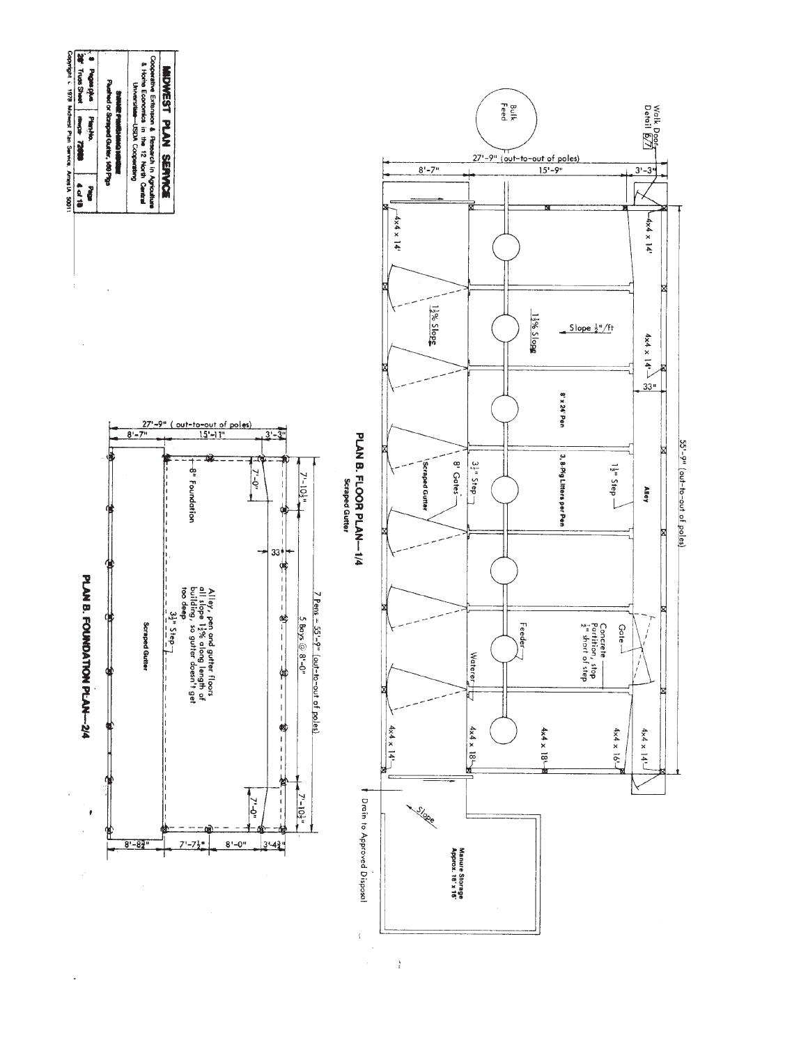## MIDWEST PLAN SERVICE

Cooperative Extension & Research in Agriculture & Home Economics in the 12 North Central Universities—USDA Cooperating

SWINE FARROWING-NURSING
Flushed or Scraped Gutter, 560 Pigs

| | | |
|---|---|---|
| 8 Pages plus 28' Truss Sheet | Plan No. MWPS-72303 | Page 4 of 10 |

Copyright © 1978 Midwest Plan Service, Ames IA 50011

# PLAN B. FLOOR PLAN—1/4

Scraped Gutter

Walk Door, Detail 6/7

Bulk Feed

27'-9" (out-to-out of poles)

8'-7"

15'-9"

3'-3"

55'-9" (out-to-out of poles)

4x4 x 14'

4x4 x 14'

4x4 x 14'

4x4 x 14'

4x4 x 16'

4x4 x 18'

4x4 x 18'

1½% Slope

1½% Slope

Slope ⅛"/ft

33"

8' x 24' Pen

3.8-Pig Litters per Pen

12" Step

Alley

3½" Step

8' Gates

Scraped Gutter

Gate

Concrete Partition, stop 2" short of step

Feeder

Waterer

Slope

Manure Storage Approx. 18' x 16'

Drain to Approved Disposal

# PLAN B. FOUNDATION PLAN—2/4

27'-9" (out-to-out of poles)

8'-7"

15'-11"

3'-3"

7'-0"

7'-10½"

33"

7 Pens = 55'-9" (out-to-out of poles)

5 Bays @ 8'-0"

7'-10½"

7'-0"

8" Foundation

Alley, pen and gutter floors all slope 1½% along length of building, so gutter doesn't get too deep

3½" Step

Scraped Gutter

8'-8½"

7'-7½"

8'-0"

3'-4½"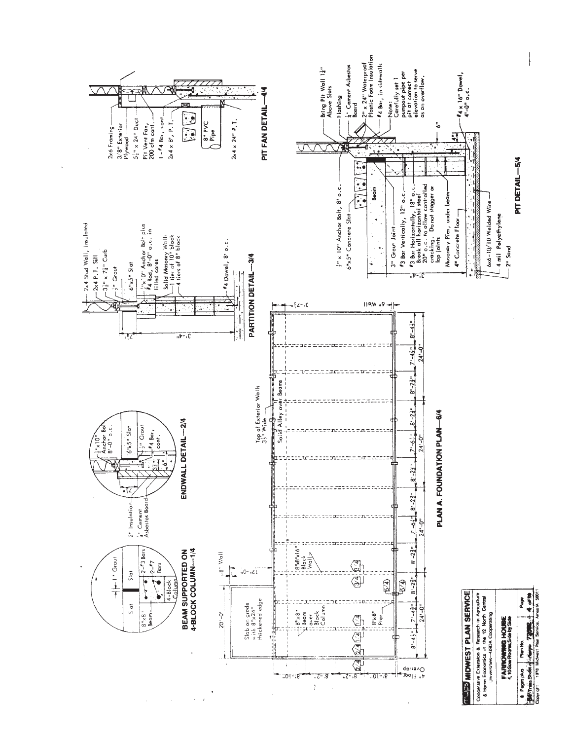## BEAM SUPPORTED ON 4-BLOCK COLUMN—1/4

- 1" Grout
- Slat
- Slat
- 8"x8" Beam
- 2-#3 Bars
- 2-#7 Bars
- 4-Block Column

## ENDWALL DETAIL—2/4

- 2" Insulation
- ¼" Cement Asbestos Board
- ½"x10" Anchor Bolt 8'-0" o.c.
- 6"x5" Slat
- ½" Grout
- #4 Bar, cont.
- 3½"
- 7¼"
- 6"

## PARTITION DETAIL—3/4

- 2x4 Stud Wall, insulated
- 2x4 P.T. Sill
- 3½" x 7¼" Curb
- ½" Grout
- 6"x5" Slat
- ½"x10" Anchor Bolt plus #4 Rod, 8'-0" o.c. in filled cores
- Solid Masonry Wall: 1 tier of 10" block, 4 tiers of 8" block
- #4 Dowel, 8' o.c.
- 7¼"
- 3'-4"

## PIT FAN DETAIL—4/4

- 2x6 Framing
- 3/8" Exterior Plywood
- 5½" x 24" Duct
- Pit Vent Fan, 200 cfm cont.
- 1-#4 Bar, cont.
- 2x4 x 8', P.T.
- 8" PVC Pipe
- 2x4 x 24" P.T.

## PIT DETAIL—5/4

- ½" x 10" Anchor Bolt, 8' o.c.
- 6"x5" Concrete Slat
- Beam
- 3" Grout Joint
- #3 Bar Vertically, 12" o.c.
- #3 Bar Horizontally, 18" o.c. Break all horizontal steel 20" o.c. to allow controlled cracking. Do not stagger or lap joints
- Masonry Pier, under beam
- 4" Concrete Floor
- 6x6-10/10 Welded Wire
- 4 mil Polyethylene
- 2" Sand
- Bring Pit Wall 1½" Above Slats
- Flashing
- ¼" Cement Asbestos Board
- 2" x 24" Waterproof Plastic Foam Insulation
- #4 Bar, in sidewalls
- Note: Carefully set 1 pumpout pipe per pit at correct elevation to serve as an overflow.
- #4 x 16" Dowel, 4'-0" o.c.
- 3'-4"
- 6"
- 4"

## PLAN A. FOUNDATION PLAN—6/4

- 20'-0"
- 8" Wall
- 12'-0"
- Slab on grade with 8"x24" thickened edge
- Top of Exterior Walls 3½" Wide
- Solid Alley over Beams
- 8"x8"x16" Block Wall
- 8"x8" Beam over Block Column
- 8"x8" Pier
- 4" Floor Overlap
- 8'-10", 8'-2", 8'-2", 8'-10"
- 8'-4½", 7'-4½", 8'-2¾", 8'-2¾", 7'-6½", 8'-2¾", 8'-2¾", 7'-6½", 8'-2¾", 8'-2¾", 7'-4½", 8'-4½"
- 24'-0", 24'-0", 24'-0", 24'-0"
- 3'-7½"
- 6" Wall

**MWPS MIDWEST PLAN SERVICE**
Cooperative Extension & Research in Agriculture & Home Economics in the 12 North Central Universities—USDA Cooperating

**FARROWING HOUSE**
4, 10-Sow Rooms Side by Side

Copyright 1978 Midwest Plan Service, Ames IA 50011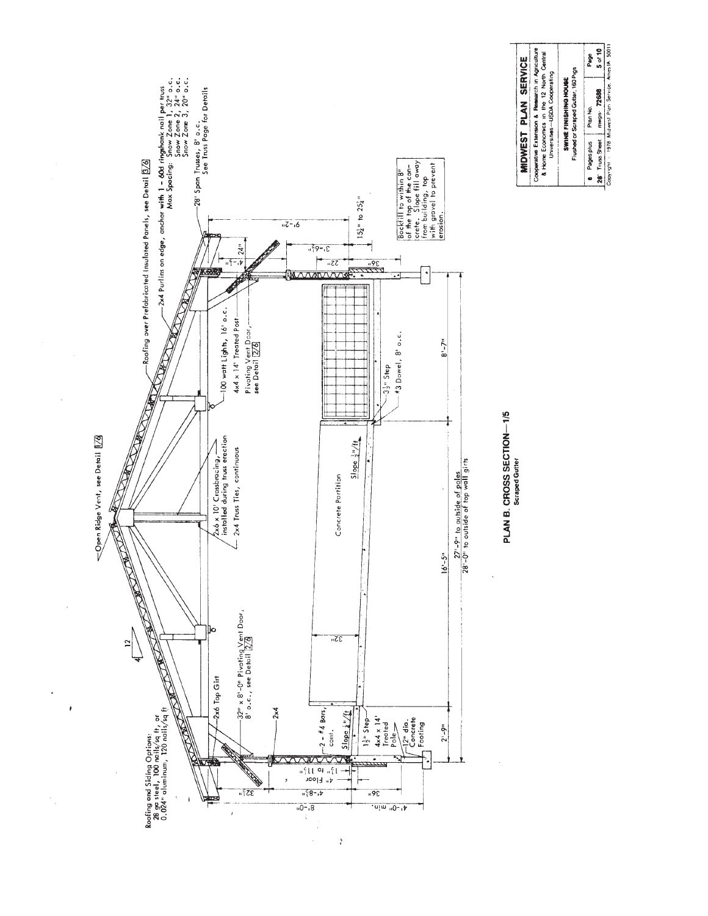Roofing and Siding Options:
28 ga steel, 100 nails/sq ft, or
0.024" aluminum, 120 nails/sq ft

Open Ridge Vent, see Detail 1/6

Roofing over Prefabricated Insulated Panels, see Detail 3/6

2x4 Purlins on edge, anchor with 1 - 60d ringshank nail per truss
Max Spacing: Snow Zone 1, 32" o.c.
Snow Zone 2, 24" o.c.
Snow Zone 3, 20" o.c.

28' Span Trusses, 8' o.c.
See Truss Page for Details

12

4

2x6 Top Girt

32" x 8'-0" Pivoting Vent Door, 8' o.c., see Detail 2/6

2x4

2 - #4 Bars, cont.

Slope 1/4"/ft

1 1/2" Step

4x4 x 14' Treated Pole

12" dia. Concrete Footing

2x6 x 10' Crossbracing, installed during truss erection

2x4 Truss Ties, continuous

100 watt Lights, 16' o.c.

4x4 x 14' Treated Post

Pivoting Vent Door, see Detail 2/6

Concrete Partition

Slope 1/4"/ft

3 1/2" Step

#3 Dowel, 8' o.c.

Backfill to within 8" of the top of the concrete. Slope fill away from building, top with gravel to prevent erosion.

8'-0"

32 1/2"

4'-8 1/2"

4" Floor

1 1/2" to 11 1/2"

36"

4'-0" min.

32"

9'-2"

24"

4'-1 1/2"

3'-6 1/2"

22"

36"

15 3/4" to 25 3/4"

2'-9"

16'-5"

8'-7"

27'-9" to outside of poles

28'-0" to outside of top wall girts

**PLAN B. CROSS SECTION—1/5**
**Scraped Gutter**

| **MIDWEST PLAN SERVICE** | |
|---|---|
| Cooperative Extension & Research in Agriculture & Home Economics in the 12 North Central Universities—USDA Cooperating | |
| **SWINE FINISHING HOUSE** Flushed or Scraped Gutter, 160 Pigs | |
| 8 Pages plus 28' Truss Sheet | Plan No. mwps- 72688 |
| Page 5 of 10 | |
| Copyright © 1978 Midwest Plan Service, Ames IA 50011 | |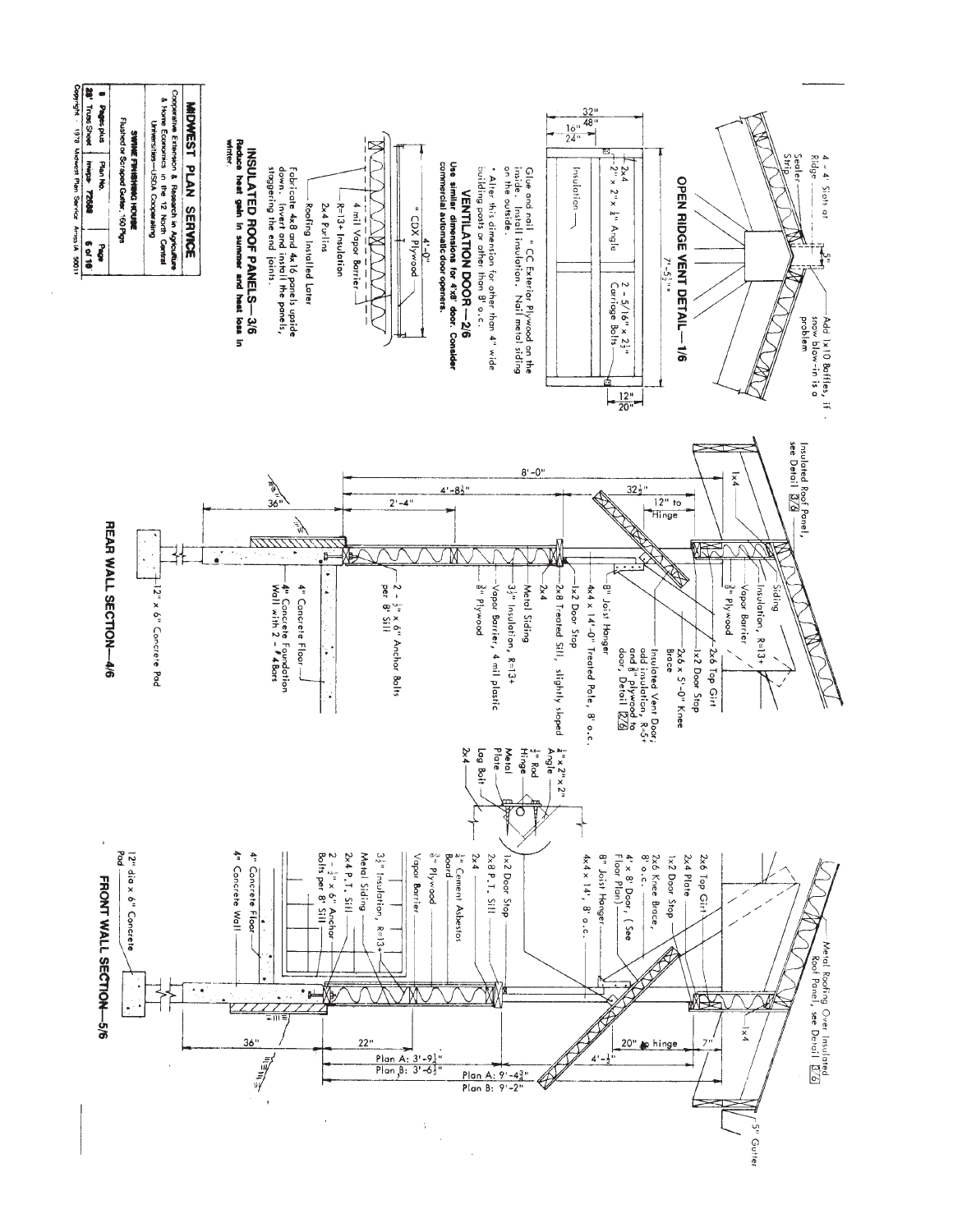## OPEN RIDGE VENT DETAIL—1/6

4 - 4' Slots at Ridge

Sealer Strip

5"

Add 1x10 Baffles, if snow blow-in is a problem

## VENTILATION DOOR—2/6

32"

16" / 48"

24"

7'-5½"*

2x4

2" x 2" x ⅛" Angle

Insulation

2 - 5/16" x 2½" Carriage Bolts

12" / 20"

Glue and nail ⅜" CC Exterior Plywood on the inside. Install insulation. Nail metal siding on the outside.

* Alter this dimension for other than 4" wide building posts or other than 8' o.c.

Use similar dimensions for 4'x8' door. Consider commercial automatic door openers.

## INSULATED ROOF PANELS—3/6

4'-0"

⅜" CDX Plywood

4 mil Vapor Barrier

R=13+ Insulation

2x4 Purlins

Roofing Installed Later

Fabricate 4x8 and 4x16 panels upside down. Invert and install the panels, staggering the end joints.

Reduce heat gain in summer and heat loss in winter.

## REAR WALL SECTION—4/6

Insulated Roof Panel, see Detail 3/6

1x4

Siding

Insulation, R=13+

⅜" Plywood

Vapor Barrier

2x6 Top Girt

1x2 Door Stop

2x6 x 5'-0" Knee Brace

Insulated Vent Door, add insulation, R-5+ and ⅜" plywood to door, Detail 2/6

8" Joist Hanger

4x4 x 14'-0" Treated Pole, 8' o.c.

1x2 Door Stop

2x8 Treated Sill, slightly sloped

2x4

Metal Siding

3½" Insulation, R=13+

Vapor Barrier, 4 mil plastic

⅜" Plywood

2 - ½" x 6" Anchor Bolts per 8' Sill

4" Concrete Floor

4" Concrete Foundation Wall with 2 - #4 Bars

12" x 6" Concrete Pad

8'-0"

32½"

12" to Hinge

4'-8½"

2'-4"

36"

⅛" x 2" x 2" Angle

½" Rod Hinge

Metal Plate

Lag Bolt

2x4

## FRONT WALL SECTION—5/6

Metal Roofing Over Insulated Roof Panel, see Detail 3/6

1x4

5" Gutter

2x6 Top Girt

2x4 Plate

1x2 Door Stop

2x6 Knee Brace, 8' o.c.

4' x 8' Door, (See Floor Plan)

8" Joist Hanger

4x4 x 14', 8' o.c.

1x2 Door Stop

2x8 P.T. Sill

2x4

¼" Cement Asbestos Board

⅜" Plywood

Vapor Barrier

3½" Insulation, R=13+

Metal Siding

2x4 P.T. Sill

2 - ½" x 6" Anchor Bolts per 8' Sill

4" Concrete Floor

4" Concrete Wall

12" dia x 6" Concrete Pad

7"

20" to hinge

4'-½"

36"

22"

Plan A: 3'-9½"

Plan B: 3'-6½"

Plan A: 9'-4¾"

Plan B: 9'-2"

| MIDWEST PLAN SERVICE | | |
|---|---|---|
| Cooperative Extension & Research in Agriculture & Home Economics in the 12 North Central Universities—USDA Cooperating | | |
| SWINE FINISHING HOUSE Flushed or Scraped Gutter, 160 Pigs | | |
| 8 Pages plus 28' Truss Sheet | Plan No. 72698 | Page 6 of 10 |

Copyright 1978 Midwest Plan Service Ames IA 50011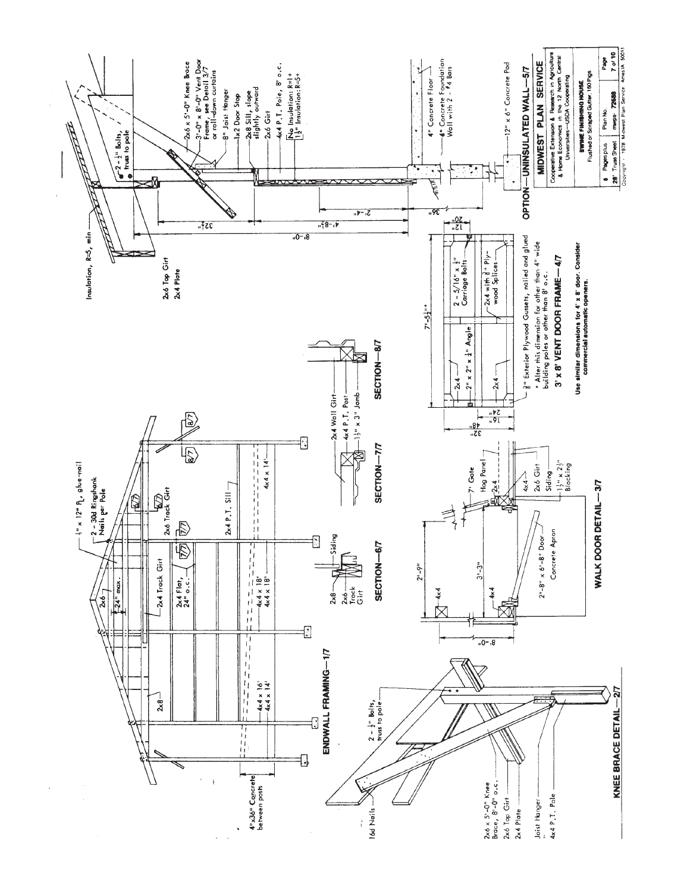ENDWALL FRAMING—1/7

½" x 12" ℞, glue-nail

2 - 30d Ringshank Nails per Pole

2x6

24" max.

2x4 Track Girt

2x4 Flat, 24" o.c.

2x6 Track Girt

2x4 P.T. Sill

2x8

4x4 x 16'

4x4 x 14'

4x4 x 18'

4x4 x 18'

4x4 x 14'

4"x36" Concrete between posts

SECTION—6/7

2x8

2x6 Track Girt

Siding

SECTION—7/7

2x4 Wall Girt

4x4 P.T. Post

1½" x 3" Jamb

SECTION—8/7

KNEE BRACE DETAIL—2/7

2 - ½" Bolts, truss to pole

16d Nails

2x6 x 5'-0" Knee Brace, 8'-0" o.c.

2x6 Top Girt

2x4 Plate

Joist Hanger

4x4 P.T. Pole

WALK DOOR DETAIL—3/7

2'-9"

3'-3"

8'-0"

4x4

4x4

7' Gate

Hog Panel

2x4

4x4

2x6 Girt

Siding

1½" x 2½" Blocking

2'-8" x 6'-8" Door

Concrete Apron

3' x 8' VENT DOOR FRAME—4/7

7'-5½"*

12"

20"

32"

48"

16"

24"

2x4

2" x 2" x ⅛" Angle

2x4

2 - 5/16" x ½" Carriage Bolts

2x4 with ⅜" Plywood Splices

⅜" Exterior Plywood Gussets, nailed and glued

* Alter this dimension for other than 4" wide building poles or other than 8' o.c.

Use similar dimensions for 4' x 8' door. Consider commercial automatic openers.

OPTION—UNINSULATED WALL—5/7

Insulation, R=5, min

2x6 Top Girt

2x4 Plate

2 - ½" Bolts, truss to pole

2x6 x 5'-0" Knee Brace

3'-0" x 8'-0" Vent Door Frame, see Detail 3/7 or roll-down curtains

8" Joist Hanger

1x2 Door Stop

2x8 Sill, slope slightly outward

2x6 Girt

4x4 P.T. Pole, 8' o.c.

No Insulation: R=1+

1½" Insulation: R=5+

4" Concrete Floor

4" Concrete Foundation Wall with 2 - #4 Bars

12" x 6" Concrete Pad

32½"

4'-8½"

8'-0"

2'-4"

36"

MIDWEST PLAN SERVICE

Cooperative Extension & Research in Agriculture & Home Economics in the 12 North Central Universities—USDA Cooperating

SWINE FINISHING HOUSE

Flushed or Scraped Gutter, 150 Pigs

| 8 Pages plus | Plan No. | Page |
|---|---|---|
| 28" Truss Sheet | mwps- 72688 | 7 of 10 |

Copyright © 1978 Midwest Plan Service Ames IA 50011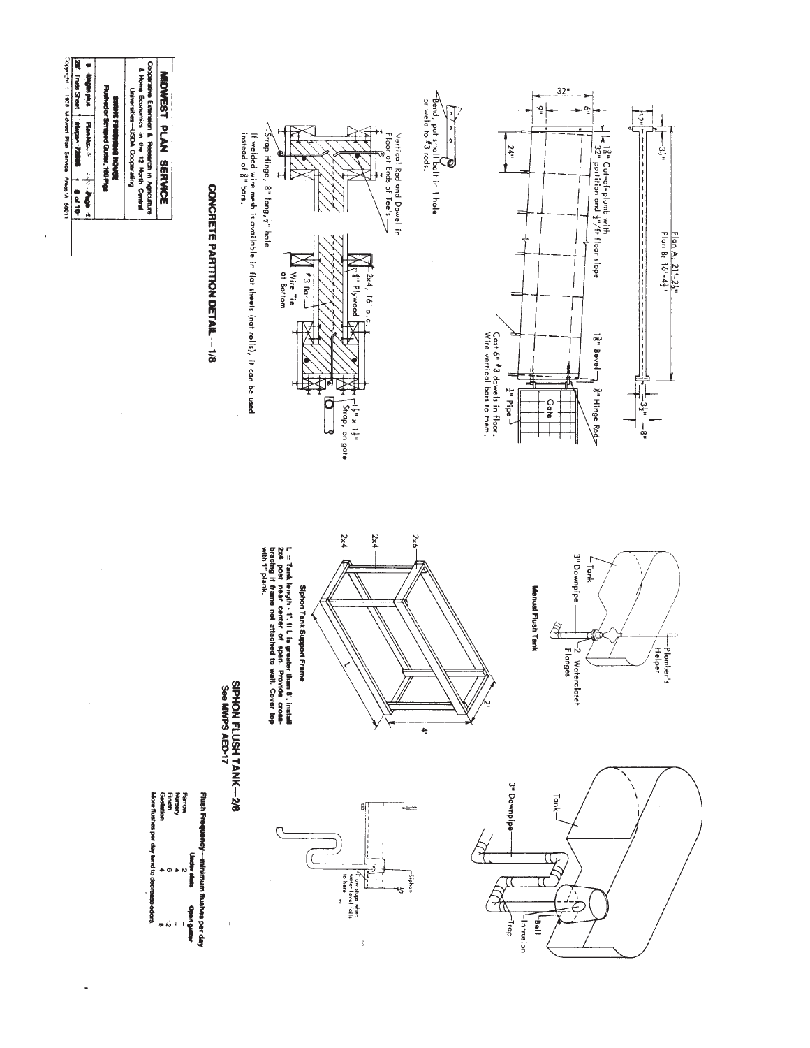## CONCRETE PARTITION DETAIL—1/8

Plan A: 21'-2½"
Plan B: 16'-4½"

12"
3½"
3½"
8"
32"
9"
6"
24"

1⅜" Cut-of-plumb with 32" partition and ¼"/ft floor slope

1⅜" Bevel
⅜" Hinge Rod
Gate
¼" Pipe
Cast 6" #3 dowels in floor. Wire vertical bars to them.

Bend, put small bolt in 1 hole or weld to #3 rods.

Vertical Rod and Dowel in Floor at Ends of Tee's

2x4, 16" o.c.
¾" Plywood
#3 Bar
Wire Tie at Bottom
1½" x 1½" Strap, on gate

Strap Hinge, 8" long, ½" hole

If welded wire mesh is available in flat sheets (not rolls), it can be used instead of ⅜" bars.

## SIPHON FLUSH TANK—2/8
See MWPS AED-17

Tank
3" Downpipe
Plumber's Helper
2 Watercloset Flanges

Manual Flush Tank

2x6
2x4
2x4
L
2'
4'

Siphon Tank Support Frame

L = Tank length - 1'. If L is greater than 6', install 2x4 post near center of span. Provide cross-bracing if frame not attached to wall. Cover top with 1" plank.

Tank
3" Downpipe
Bell
Intrusion
Trap

Siphon
Flow stops when water level falls to here

Flush Frequency—minimum flushes per day

| | Under slats | Open gutter |
|---|---|---|
| Farrow | 2 | – |
| Nursery | 4 | – |
| Finish | 6 | 12 |
| Gestation | 4 | 8 |

More flushes per day tend to decrease odors.

**MIDWEST PLAN SERVICE**

Cooperative Extension & Research in Agriculture & Home Economics in the 12 North Central Universities—USDA Cooperating

SWINE FINISHING HOUSE
Flushed or Scraped Gutter, 160 Pigs

| | | |
|---|---|---|
| 8 Sheets plus 28' Truss Sheet | Plan No. 72000 | Page 9 of 10 |

Copyright 1978 Midwest Plan Service Ames IA 50011